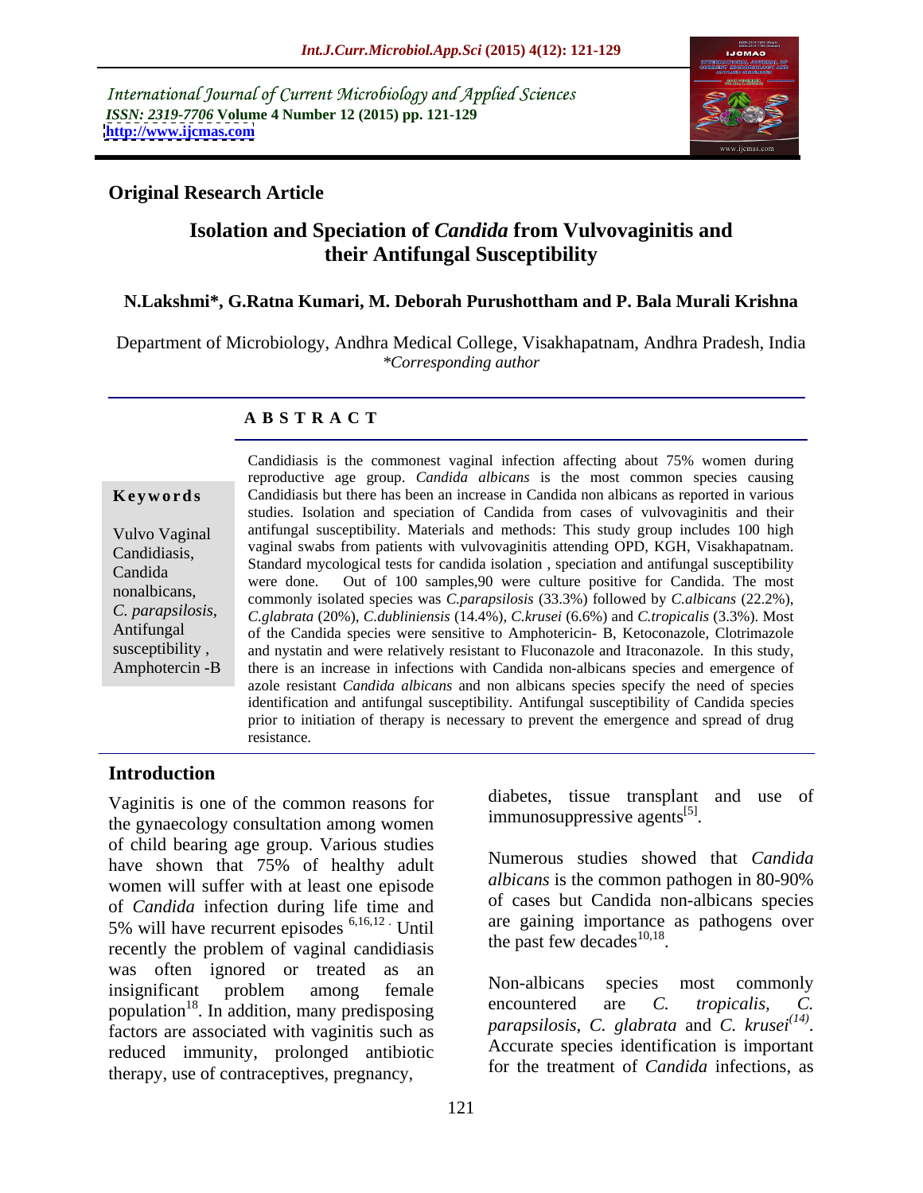International Journal of Current Microbiology and Applied Sciences
*ISSN: 2319-7706* **Volume 4 Number 12 (2015) pp. 121-129**
**http://www.ijcmas.com**

**Original Research Article**

# Isolation and Speciation of *Candida* from Vulvovaginitis and their Antifungal Susceptibility

**N.Lakshmi*, G.Ratna Kumari, M. Deborah Purushottham and P. Bala Murali Krishna**

Department of Microbiology, Andhra Medical College, Visakhapatnam, Andhra Pradesh, India
*\*Corresponding author*

## ABSTRACT

**Keywords**

Vulvo Vaginal Candidiasis, Candida nonalbicans, *C. parapsilosis*, Antifungal susceptibility , Amphotercin -B

Candidiasis is the commonest vaginal infection affecting about 75% women during reproductive age group. *Candida albicans* is the most common species causing Candidiasis but there has been an increase in Candida non albicans as reported in various studies. Isolation and speciation of Candida from cases of vulvovaginitis and their antifungal susceptibility. Materials and methods: This study group includes 100 high vaginal swabs from patients with vulvovaginitis attending OPD, KGH, Visakhapatnam. Standard mycological tests for candida isolation , speciation and antifungal susceptibility were done. Out of 100 samples,90 were culture positive for Candida. The most commonly isolated species was *C.parapsilosis* (33.3%) followed by *C.albicans* (22.2%), *C.glabrata* (20%), *C.dubliniensis* (14.4%), *C.krusei* (6.6%) and *C.tropicalis* (3.3%). Most of the Candida species were sensitive to Amphotericin- B, Ketoconazole, Clotrimazole and nystatin and were relatively resistant to Fluconazole and Itraconazole. In this study, there is an increase in infections with Candida non-albicans species and emergence of azole resistant *Candida albicans* and non albicans species specify the need of species identification and antifungal susceptibility. Antifungal susceptibility of Candida species prior to initiation of therapy is necessary to prevent the emergence and spread of drug resistance.

## Introduction

Vaginitis is one of the common reasons for the gynaecology consultation among women of child bearing age group. Various studies have shown that 75% of healthy adult women will suffer with at least one episode of *Candida* infection during life time and 5% will have recurrent episodes [6,16,12]. Until recently the problem of vaginal candidiasis was often ignored or treated as an insignificant problem among female population[18]. In addition, many predisposing factors are associated with vaginitis such as reduced immunity, prolonged antibiotic therapy, use of contraceptives, pregnancy, diabetes, tissue transplant and use of immunosuppressive agents[5].

Numerous studies showed that *Candida albicans* is the common pathogen in 80-90% of cases but Candida non-albicans species are gaining importance as pathogens over the past few decades[10,18].

Non-albicans species most commonly encountered are *C. tropicalis, C. parapsilosis, C. glabrata* and *C. krusei*[14]. Accurate species identification is important for the treatment of *Candida* infections, as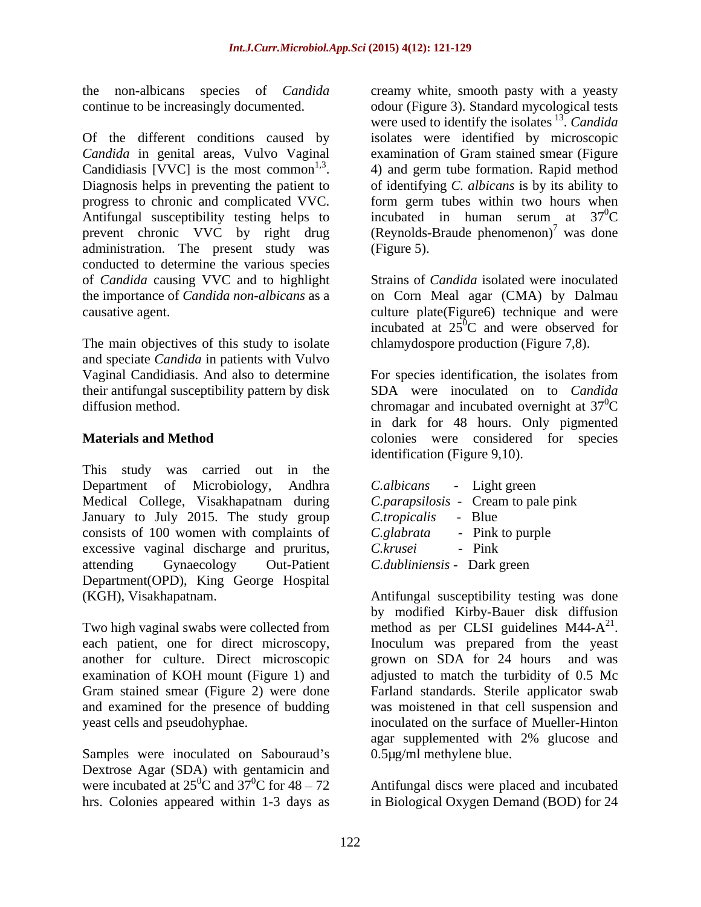the non-albicans species of *Candida* continue to be increasingly documented.

Of the different conditions caused by *Candida* in genital areas, Vulvo Vaginal Candidiasis [VVC] is the most common[1,3]. Diagnosis helps in preventing the patient to progress to chronic and complicated VVC. Antifungal susceptibility testing helps to prevent chronic VVC by right drug administration. The present study was conducted to determine the various species of *Candida* causing VVC and to highlight the importance of *Candida non-albicans* as a causative agent.

The main objectives of this study to isolate and speciate *Candida* in patients with Vulvo Vaginal Candidiasis. And also to determine their antifungal susceptibility pattern by disk diffusion method.

## Materials and Method

This study was carried out in the Department of Microbiology, Andhra Medical College, Visakhapatnam during January to July 2015. The study group consists of 100 women with complaints of excessive vaginal discharge and pruritus, attending Gynaecology Out-Patient Department(OPD), King George Hospital (KGH), Visakhapatnam.

Two high vaginal swabs were collected from each patient, one for direct microscopy, another for culture. Direct microscopic examination of KOH mount (Figure 1) and Gram stained smear (Figure 2) were done and examined for the presence of budding yeast cells and pseudohyphae.

Samples were inoculated on Sabouraud's Dextrose Agar (SDA) with gentamicin and were incubated at $25^0$C and $37^0$C for 48 – 72 hrs. Colonies appeared within 1-3 days as creamy white, smooth pasty with a yeasty odour (Figure 3). Standard mycological tests were used to identify the isolates [13]. *Candida* isolates were identified by microscopic examination of Gram stained smear (Figure 4) and germ tube formation. Rapid method of identifying *C. albicans* is by its ability to form germ tubes within two hours when incubated in human serum at $37^0$C (Reynolds-Braude phenomenon)[7] was done (Figure 5).

Strains of *Candida* isolated were inoculated on Corn Meal agar (CMA) by Dalmau culture plate(Figure6) technique and were incubated at $25^0$C and were observed for chlamydospore production (Figure 7,8).

For species identification, the isolates from SDA were inoculated on to *Candida* chromagar and incubated overnight at $37^0$C in dark for 48 hours. Only pigmented colonies were considered for species identification (Figure 9,10).

| | |
|---|---|
| *C.albicans* | - Light green |
| *C.parapsilosis* | - Cream to pale pink |
| *C.tropicalis* | - Blue |
| *C.glabrata* | - Pink to purple |
| *C.krusei* | - Pink |
| *C.dubliniensis* | - Dark green |

Antifungal susceptibility testing was done by modified Kirby-Bauer disk diffusion method as per CLSI guidelines M44-A[21]. Inoculum was prepared from the yeast grown on SDA for 24 hours and was adjusted to match the turbidity of 0.5 Mc Farland standards. Sterile applicator swab was moistened in that cell suspension and inoculated on the surface of Mueller-Hinton agar supplemented with 2% glucose and 0.5µg/ml methylene blue.

Antifungal discs were placed and incubated in Biological Oxygen Demand (BOD) for 24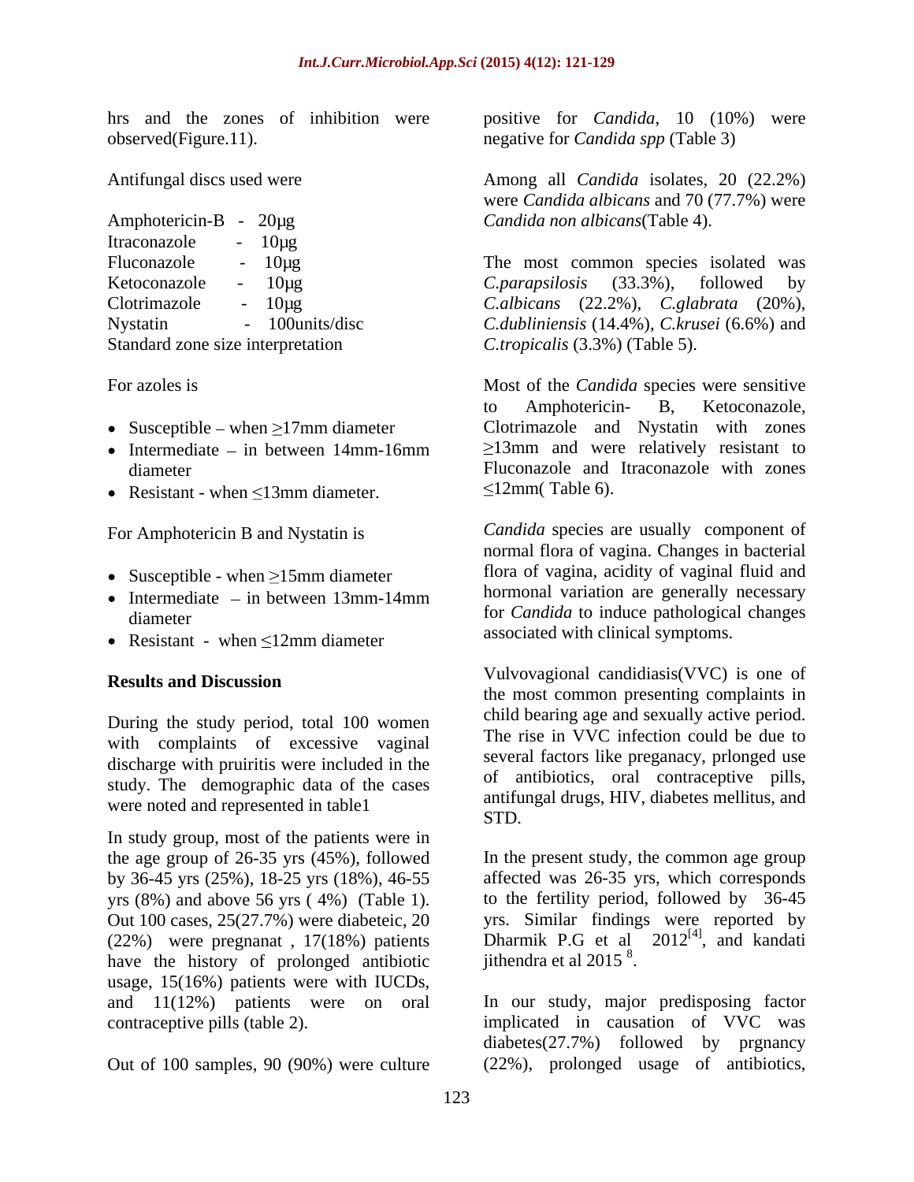hrs and the zones of inhibition were observed(Figure.11).

Antifungal discs used were

Amphotericin-B - 20µg
Itraconazole - 10µg
Fluconazole - 10µg
Ketoconazole - 10µg
Clotrimazole - 10µg
Nystatin - 100units/disc
Standard zone size interpretation

For azoles is

- Susceptible – when ≥17mm diameter
- Intermediate – in between 14mm-16mm diameter
- Resistant - when ≤13mm diameter.

For Amphotericin B and Nystatin is

- Susceptible - when ≥15mm diameter
- Intermediate – in between 13mm-14mm diameter
- Resistant - when ≤12mm diameter

## Results and Discussion

During the study period, total 100 women with complaints of excessive vaginal discharge with pruiritis were included in the study. The demographic data of the cases were noted and represented in table1

In study group, most of the patients were in the age group of 26-35 yrs (45%), followed by 36-45 yrs (25%), 18-25 yrs (18%), 46-55 yrs (8%) and above 56 yrs ( 4%) (Table 1). Out 100 cases, 25(27.7%) were diabeteic, 20 (22%) were pregnanat , 17(18%) patients have the history of prolonged antibiotic usage, 15(16%) patients were with IUCDs, and 11(12%) patients were on oral contraceptive pills (table 2).

Out of 100 samples, 90 (90%) were culture positive for *Candida*, 10 (10%) were negative for *Candida spp* (Table 3)

Among all *Candida* isolates, 20 (22.2%) were *Candida albicans* and 70 (77.7%) were *Candida non albicans*(Table 4).

The most common species isolated was *C.parapsilosis* (33.3%), followed by *C.albicans* (22.2%), *C.glabrata* (20%), *C.dubliniensis* (14.4%), *C.krusei* (6.6%) and *C.tropicalis* (3.3%) (Table 5).

Most of the *Candida* species were sensitive to Amphotericin- B, Ketoconazole, Clotrimazole and Nystatin with zones ≥13mm and were relatively resistant to Fluconazole and Itraconazole with zones ≤12mm( Table 6).

*Candida* species are usually component of normal flora of vagina. Changes in bacterial flora of vagina, acidity of vaginal fluid and hormonal variation are generally necessary for *Candida* to induce pathological changes associated with clinical symptoms.

Vulvovaginal candidiasis(VVC) is one of the most common presenting complaints in child bearing age and sexually active period. The rise in VVC infection could be due to several factors like preganacy, prlonged use of antibiotics, oral contraceptive pills, antifungal drugs, HIV, diabetes mellitus, and STD.

In the present study, the common age group affected was 26-35 yrs, which corresponds to the fertility period, followed by 36-45 yrs. Similar findings were reported by Dharmik P.G et al 2012[4], and kandati jithendra et al 2015 [8].

In our study, major predisposing factor implicated in causation of VVC was diabetes(27.7%) followed by prgnancy (22%), prolonged usage of antibiotics,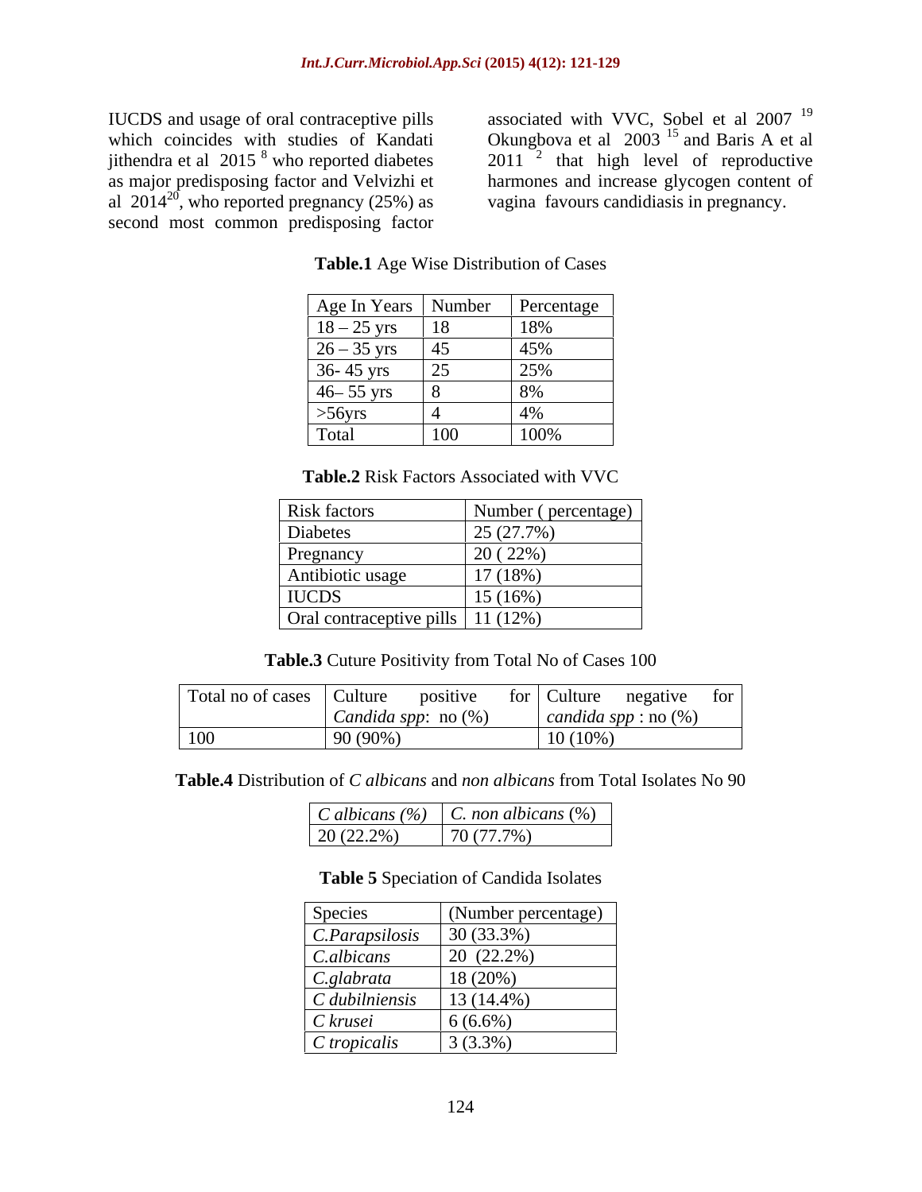IUCDS and usage of oral contraceptive pills which coincides with studies of Kandati jithendra et al 2015 [8] who reported diabetes as major predisposing factor and Velvizhi et al 2014[20], who reported pregnancy (25%) as second most common predisposing factor associated with VVC, Sobel et al 2007 [19] Okungbova et al 2003 [15] and Baris A et al 2011 [2] that high level of reproductive harmones and increase glycogen content of vagina favours candidiasis in pregnancy.

**Table.1** Age Wise Distribution of Cases

| Age In Years | Number | Percentage |
|---|---|---|
| 18 – 25 yrs | 18 | 18% |
| 26 – 35 yrs | 45 | 45% |
| 36- 45 yrs | 25 | 25% |
| 46– 55 yrs | 8 | 8% |
| >56yrs | 4 | 4% |
| Total | 100 | 100% |

**Table.2** Risk Factors Associated with VVC

| Risk factors | Number ( percentage) |
|---|---|
| Diabetes | 25 (27.7%) |
| Pregnancy | 20 ( 22%) |
| Antibiotic usage | 17 (18%) |
| IUCDS | 15 (16%) |
| Oral contraceptive pills | 11 (12%) |

**Table.3** Cuture Positivity from Total No of Cases 100

| Total no of cases | Culture positive for *Candida spp*: no (%) | Culture negative for *candida spp* : no (%) |
|---|---|---|
| 100 | 90 (90%) | 10 (10%) |

**Table.4** Distribution of *C albicans* and *non albicans* from Total Isolates No 90

| *C albicans (%)* | *C. non albicans* (%) |
|---|---|
| 20 (22.2%) | 70 (77.7%) |

**Table 5** Speciation of Candida Isolates

| Species | (Number percentage) |
|---|---|
| *C.Parapsilosis* | 30 (33.3%) |
| *C.albicans* | 20 (22.2%) |
| *C.glabrata* | 18 (20%) |
| *C dubilniensis* | 13 (14.4%) |
| *C krusei* | 6 (6.6%) |
| *C tropicalis* | 3 (3.3%) |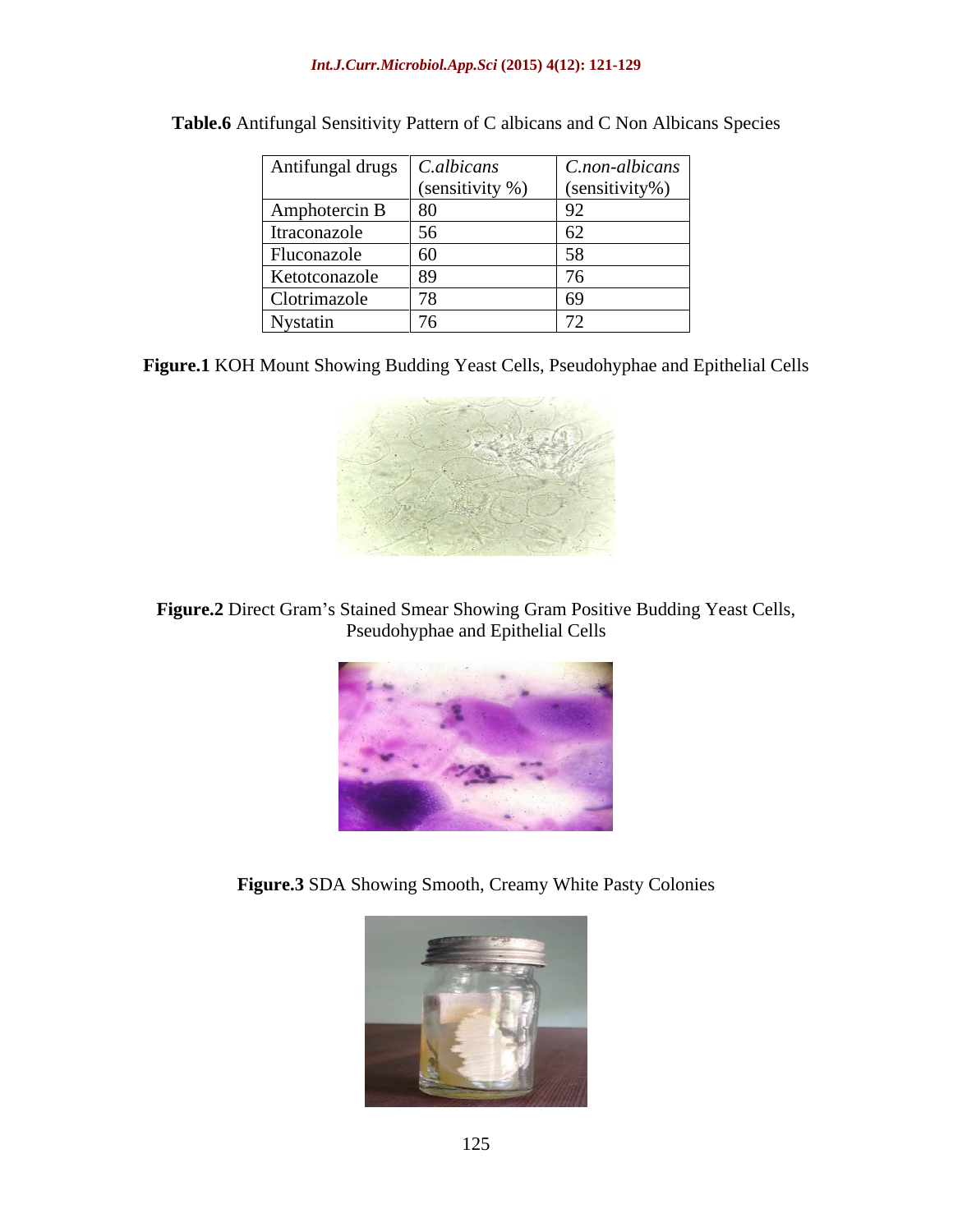**Table.6** Antifungal Sensitivity Pattern of C albicans and C Non Albicans Species

| Antifungal drugs | *C.albicans* (sensitivity %) | *C.non-albicans* (sensitivity%) |
| --- | --- | --- |
| Amphotercin B | 80 | 92 |
| Itraconazole | 56 | 62 |
| Fluconazole | 60 | 58 |
| Ketotconazole | 89 | 76 |
| Clotrimazole | 78 | 69 |
| Nystatin | 76 | 72 |

**Figure.1** KOH Mount Showing Budding Yeast Cells, Pseudohyphae and Epithelial Cells

**Figure.2** Direct Gram's Stained Smear Showing Gram Positive Budding Yeast Cells, Pseudohyphae and Epithelial Cells

**Figure.3** SDA Showing Smooth, Creamy White Pasty Colonies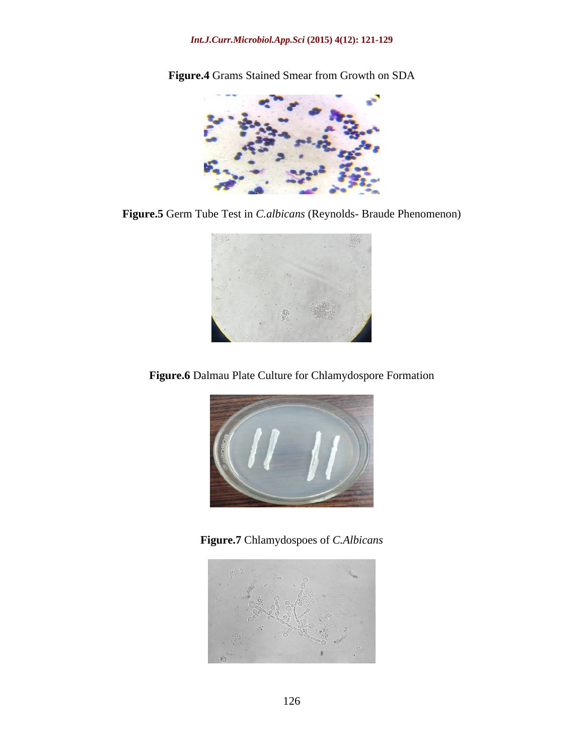**Figure.4** Grams Stained Smear from Growth on SDA

**Figure.5** Germ Tube Test in *C.albicans* (Reynolds- Braude Phenomenon)

**Figure.6** Dalmau Plate Culture for Chlamydospore Formation

**Figure.7** Chlamydospoes of *C.Albicans*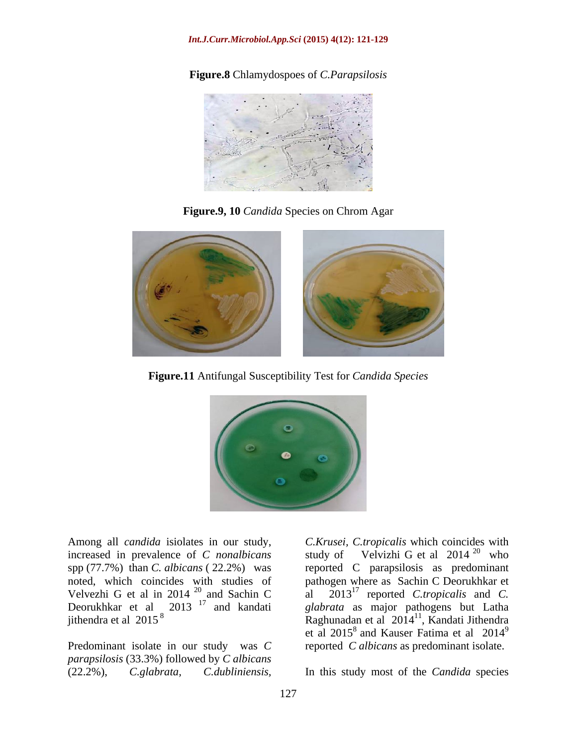**Figure.8** Chlamydospoes of *C.Parapsilosis*

**Figure.9, 10** *Candida* Species on Chrom Agar

**Figure.11** Antifungal Susceptibility Test for *Candida Species*

Among all *candida* isiolates in our study, increased in prevalence of *C nonalbicans* spp (77.7%) than *C. albicans* ( 22.2%) was noted, which coincides with studies of Velvezhi G et al in 2014 [20] and Sachin C Deorukhkar et al 2013 [17] and kandati jithendra et al 2015 [8]

Predominant isolate in our study was *C parapsilosis* (33.3%) followed by *C albicans* (22.2%), *C.glabrata*, *C.dubliniensis*, *C.Krusei*, *C.tropicalis* which coincides with study of Velvizhi G et al 2014 [20] who reported C parapsilosis as predominant pathogen where as Sachin C Deorukhkar et al 2013[17] reported *C.tropicalis* and *C. glabrata* as major pathogens but Latha Raghunadan et al 2014[11], Kandati Jithendra et al 2015[8] and Kauser Fatima et al 2014[9] reported *C albicans* as predominant isolate.

In this study most of the *Candida* species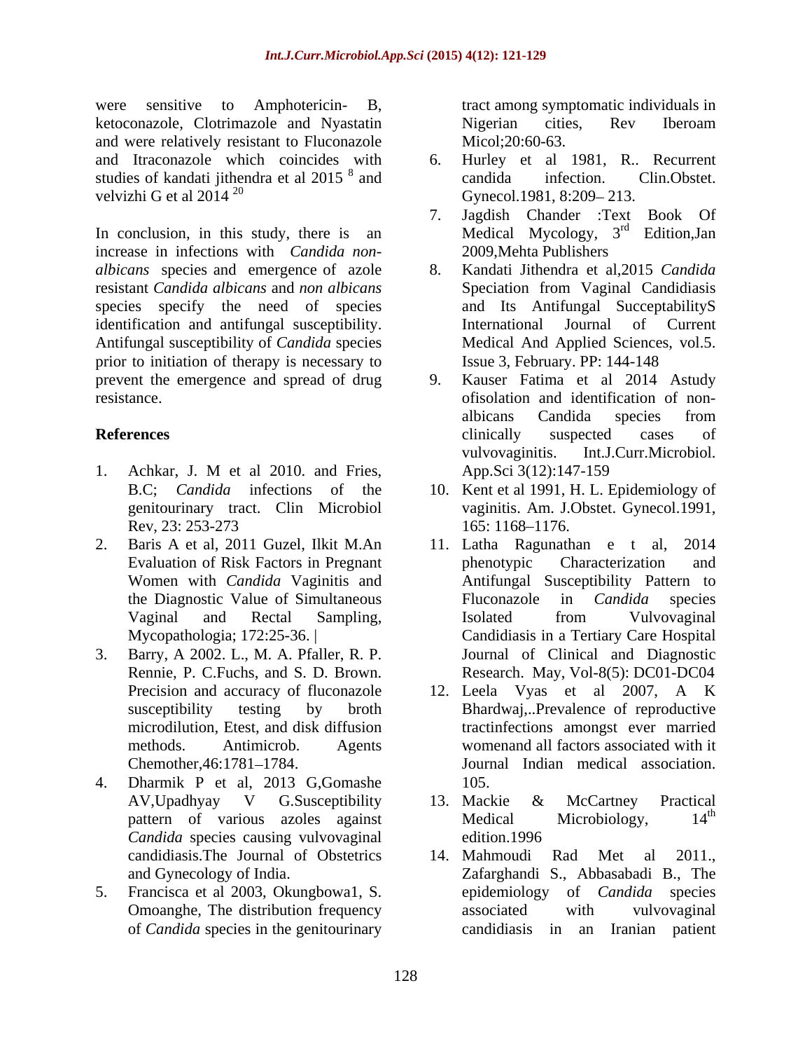were sensitive to Amphotericin- B, ketoconazole, Clotrimazole and Nyastatin and were relatively resistant to Fluconazole and Itraconazole which coincides with studies of kandati jithendra et al 2015 [8] and velvizhi G et al 2014 [20]

In conclusion, in this study, there is an increase in infections with *Candida non-albicans* species and emergence of azole resistant *Candida albicans* and *non albicans* species specify the need of species identification and antifungal susceptibility. Antifungal susceptibility of *Candida* species prior to initiation of therapy is necessary to prevent the emergence and spread of drug resistance.

## References

1. Achkar, J. M et al 2010. and Fries, B.C; *Candida* infections of the genitourinary tract. Clin Microbiol Rev, 23: 253-273
2. Baris A et al, 2011 Guzel, Ilkit M.An Evaluation of Risk Factors in Pregnant Women with *Candida* Vaginitis and the Diagnostic Value of Simultaneous Vaginal and Rectal Sampling, Mycopathologia; 172:25-36. |
3. Barry, A 2002. L., M. A. Pfaller, R. P. Rennie, P. C.Fuchs, and S. D. Brown. Precision and accuracy of fluconazole susceptibility testing by broth microdilution, Etest, and disk diffusion methods. Antimicrob. Agents Chemother,46:1781–1784.
4. Dharmik P et al, 2013 G,Gomashe AV,Upadhyay V G.Susceptibility pattern of various azoles against *Candida* species causing vulvovaginal candidiasis.The Journal of Obstetrics and Gynecology of India.
5. Francisca et al 2003, Okungbowa1, S. Omoanghe, The distribution frequency of *Candida* species in the genitourinary tract among symptomatic individuals in Nigerian cities, Rev Iberoam Micol;20:60-63.
6. Hurley et al 1981, R.. Recurrent candida infection. Clin.Obstet. Gynecol.1981, 8:209– 213.
7. Jagdish Chander :Text Book Of Medical Mycology, 3rd Edition,Jan 2009,Mehta Publishers
8. Kandati Jithendra et al,2015 *Candida* Speciation from Vaginal Candidiasis and Its Antifungal SucceptabilityS International Journal of Current Medical And Applied Sciences, vol.5. Issue 3, February. PP: 144-148
9. Kauser Fatima et al 2014 Astudy ofisolation and identification of non-albicans Candida species from clinically suspected cases of vulvovaginitis. Int.J.Curr.Microbiol. App.Sci 3(12):147-159
10. Kent et al 1991, H. L. Epidemiology of vaginitis. Am. J.Obstet. Gynecol.1991, 165: 1168–1176.
11. Latha Ragunathan e t al, 2014 phenotypic Characterization and Antifungal Susceptibility Pattern to Fluconazole in *Candida* species Isolated from Vulvovaginal Candidiasis in a Tertiary Care Hospital Journal of Clinical and Diagnostic Research. May, Vol-8(5): DC01-DC04
12. Leela Vyas et al 2007, A K Bhardwaj,..Prevalence of reproductive tractinfections amongst ever married womenand all factors associated with it Journal Indian medical association. 105.
13. Mackie & McCartney Practical Medical Microbiology, 14th edition.1996
14. Mahmoudi Rad Met al 2011., Zafarghandi S., Abbasabadi B., The epidemiology of *Candida* species associated with vulvovaginal candidiasis in an Iranian patient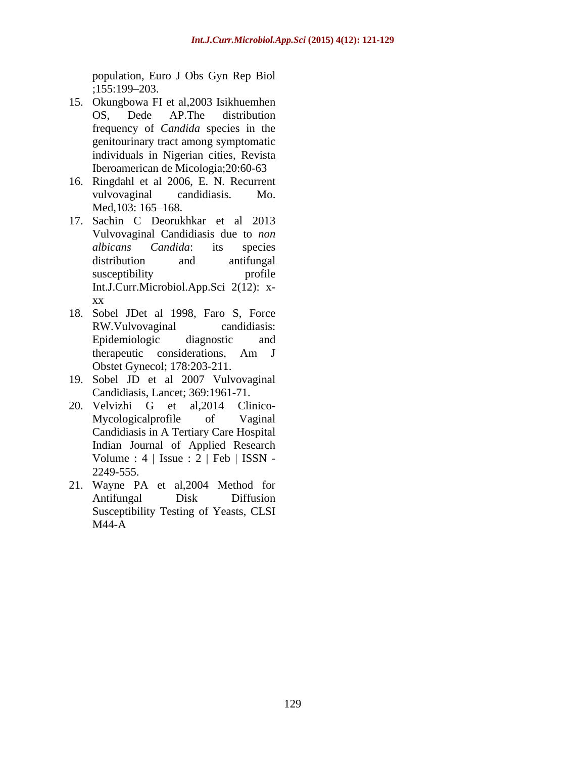population, Euro J Obs Gyn Rep Biol ;155:199–203.

15. Okungbowa FI et al,2003 Isikhuemhen OS, Dede AP.The distribution frequency of *Candida* species in the genitourinary tract among symptomatic individuals in Nigerian cities, Revista Iberoamerican de Micologia;20:60-63
16. Ringdahl et al 2006, E. N. Recurrent vulvovaginal candidiasis. Mo. Med,103: 165–168.
17. Sachin C Deorukhkar et al 2013 Vulvovaginal Candidiasis due to *non albicans Candida*: its species distribution and antifungal susceptibility profile Int.J.Curr.Microbiol.App.Sci 2(12): x-xx
18. Sobel JDet al 1998, Faro S, Force RW.Vulvovaginal candidiasis: Epidemiologic diagnostic and therapeutic considerations, Am J Obstet Gynecol; 178:203-211.
19. Sobel JD et al 2007 Vulvovaginal Candidiasis, Lancet; 369:1961-71.
20. Velvizhi G et al,2014 Clinico-Mycologicalprofile of Vaginal Candidiasis in A Tertiary Care Hospital Indian Journal of Applied Research Volume : 4 | Issue : 2 | Feb | ISSN - 2249-555.
21. Wayne PA et al,2004 Method for Antifungal Disk Diffusion Susceptibility Testing of Yeasts, CLSI M44-A